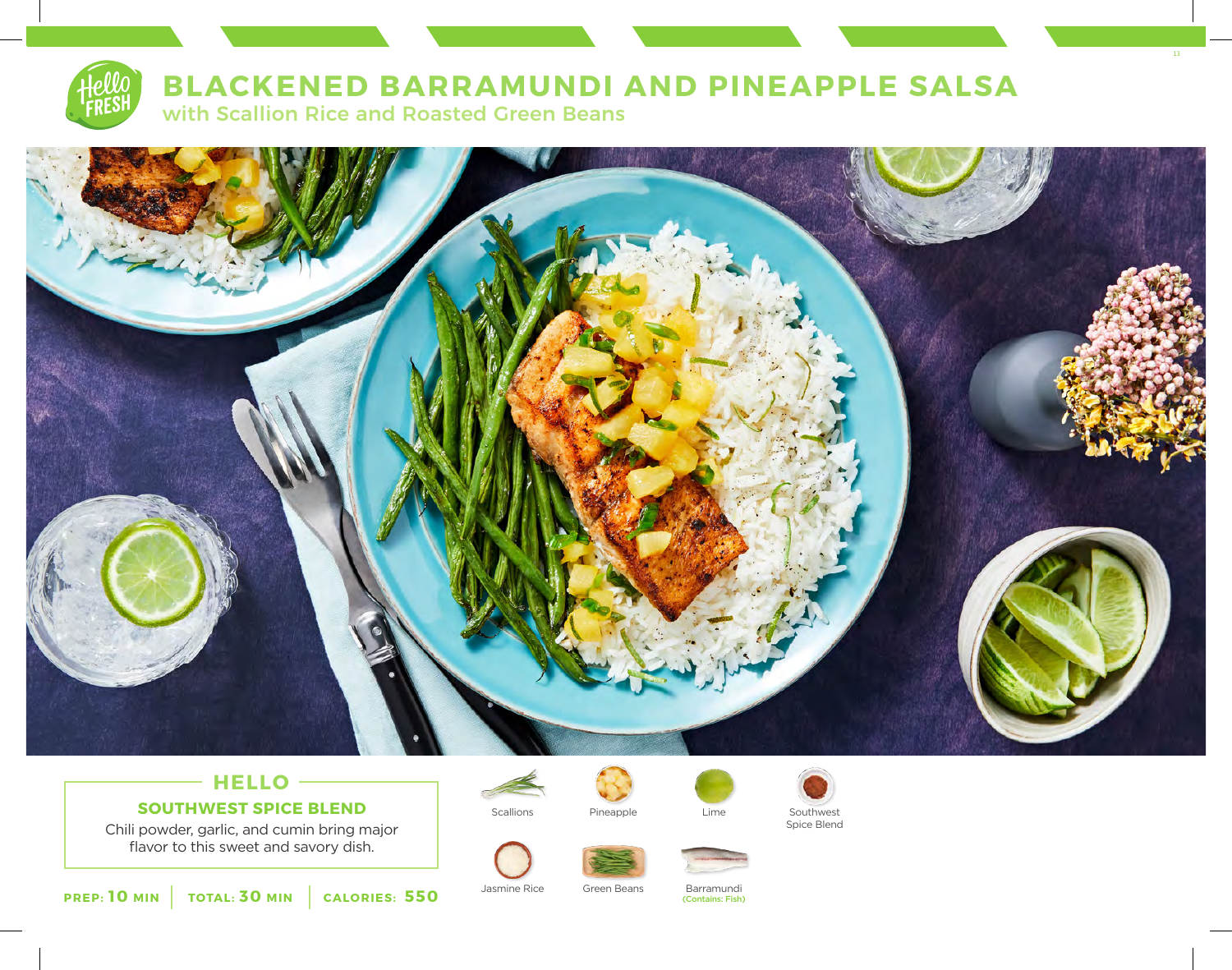# BLACKENED BARRAMUNDI AND PINEAPPLE SALSA

## with Scallion Rice and Roasted Green Beans

### HELLO

**SOUTHWEST SPICE BLEND**

Chili powder, garlic, and cumin bring major flavor to this sweet and savory dish.

**PREP: 10 MIN** | **TOTAL: 30 MIN** | **CALORIES: 550**

- Scallions
- Pineapple
- Lime
- Southwest Spice Blend
- Jasmine Rice
- Green Beans
- Barramundi (Contains: Fish)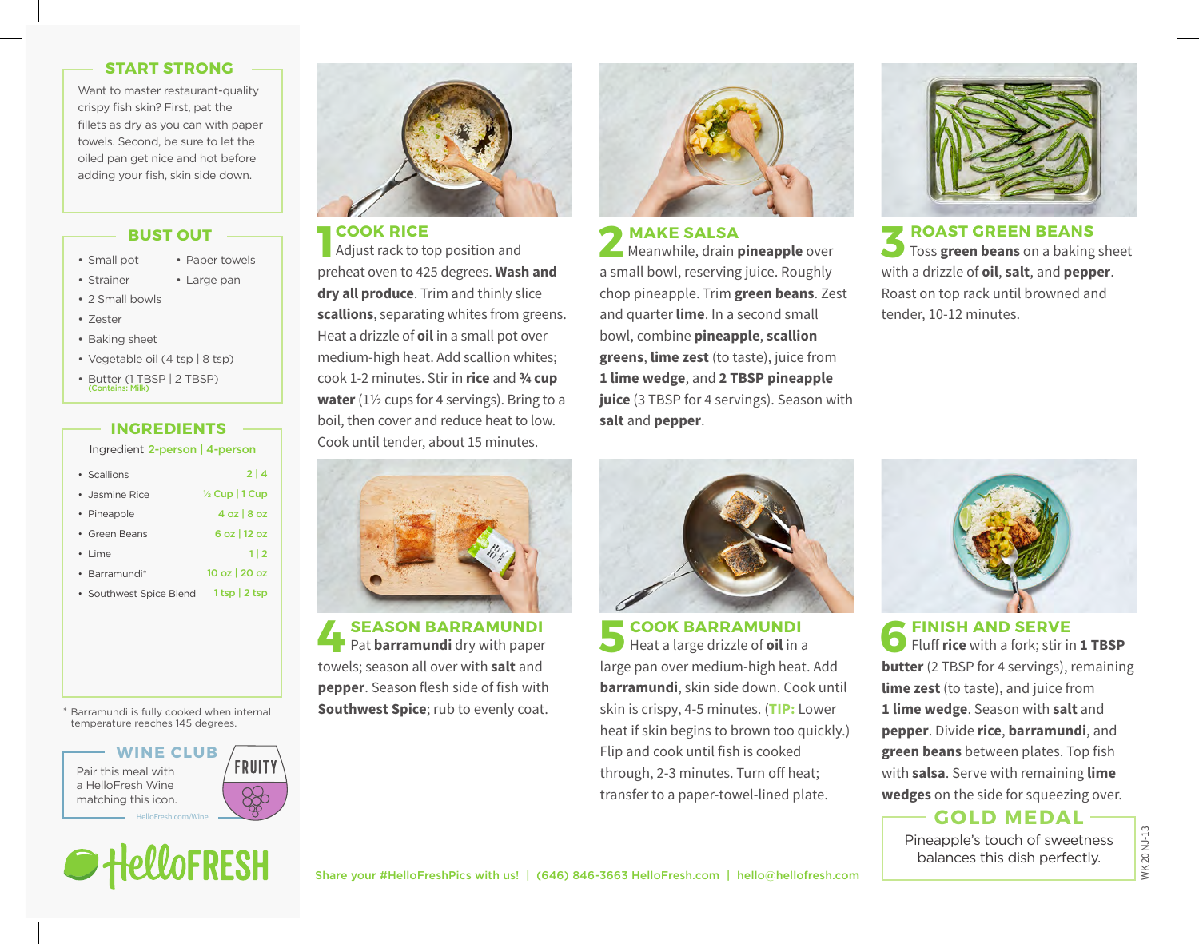## START STRONG

Want to master restaurant-quality crispy fish skin? First, pat the fillets as dry as you can with paper towels. Second, be sure to let the oiled pan get nice and hot before adding your fish, skin side down.

## BUST OUT

- Small pot
- Paper towels
- Strainer
- Large pan
- 2 Small bowls
- Zester
- Baking sheet
- Vegetable oil (4 tsp | 8 tsp)
- Butter (1 TBSP | 2 TBSP) (Contains: Milk)

## INGREDIENTS

| Ingredient | 2-person \| 4-person |
|---|---|
| Scallions | 2 \| 4 |
| Jasmine Rice | ½ Cup \| 1 Cup |
| Pineapple | 4 oz \| 8 oz |
| Green Beans | 6 oz \| 12 oz |
| Lime | 1 \| 2 |
| Barramundi* | 10 oz \| 20 oz |
| Southwest Spice Blend | 1 tsp \| 2 tsp |

* Barramundi is fully cooked when internal temperature reaches 145 degrees.

## WINE CLUB

Pair this meal with a HelloFresh Wine matching this icon.

FRUITY

HelloFresh.com/Wine

HelloFRESH

## 1 COOK RICE

Adjust rack to top position and preheat oven to 425 degrees. **Wash and dry all produce**. Trim and thinly slice **scallions**, separating whites from greens. Heat a drizzle of **oil** in a small pot over medium-high heat. Add scallion whites; cook 1-2 minutes. Stir in **rice** and **¾ cup water** (1½ cups for 4 servings). Bring to a boil, then cover and reduce heat to low. Cook until tender, about 15 minutes.

## 2 MAKE SALSA

Meanwhile, drain **pineapple** over a small bowl, reserving juice. Roughly chop pineapple. Trim **green beans**. Zest and quarter **lime**. In a second small bowl, combine **pineapple**, **scallion greens**, **lime zest** (to taste), juice from **1 lime wedge**, and **2 TBSP pineapple juice** (3 TBSP for 4 servings). Season with **salt** and **pepper**.

## 3 ROAST GREEN BEANS

Toss **green beans** on a baking sheet with a drizzle of **oil**, **salt**, and **pepper**. Roast on top rack until browned and tender, 10-12 minutes.

## 4 SEASON BARRAMUNDI

Pat **barramundi** dry with paper towels; season all over with **salt** and **pepper**. Season flesh side of fish with **Southwest Spice**; rub to evenly coat.

## 5 COOK BARRAMUNDI

Heat a large drizzle of **oil** in a large pan over medium-high heat. Add **barramundi**, skin side down. Cook until skin is crispy, 4-5 minutes. (**TIP:** Lower heat if skin begins to brown too quickly.) Flip and cook until fish is cooked through, 2-3 minutes. Turn off heat; transfer to a paper-towel-lined plate.

## 6 FINISH AND SERVE

Fluff **rice** with a fork; stir in **1 TBSP butter** (2 TBSP for 4 servings), remaining **lime zest** (to taste), and juice from **1 lime wedge**. Season with **salt** and **pepper**. Divide **rice**, **barramundi**, and **green beans** between plates. Top fish with **salsa**. Serve with remaining **lime wedges** on the side for squeezing over.

## GOLD MEDAL

Pineapple's touch of sweetness balances this dish perfectly.

Share your #HelloFreshPics with us! | (646) 846-3663 HelloFresh.com | hello@hellofresh.com

WK 20 NJ-13